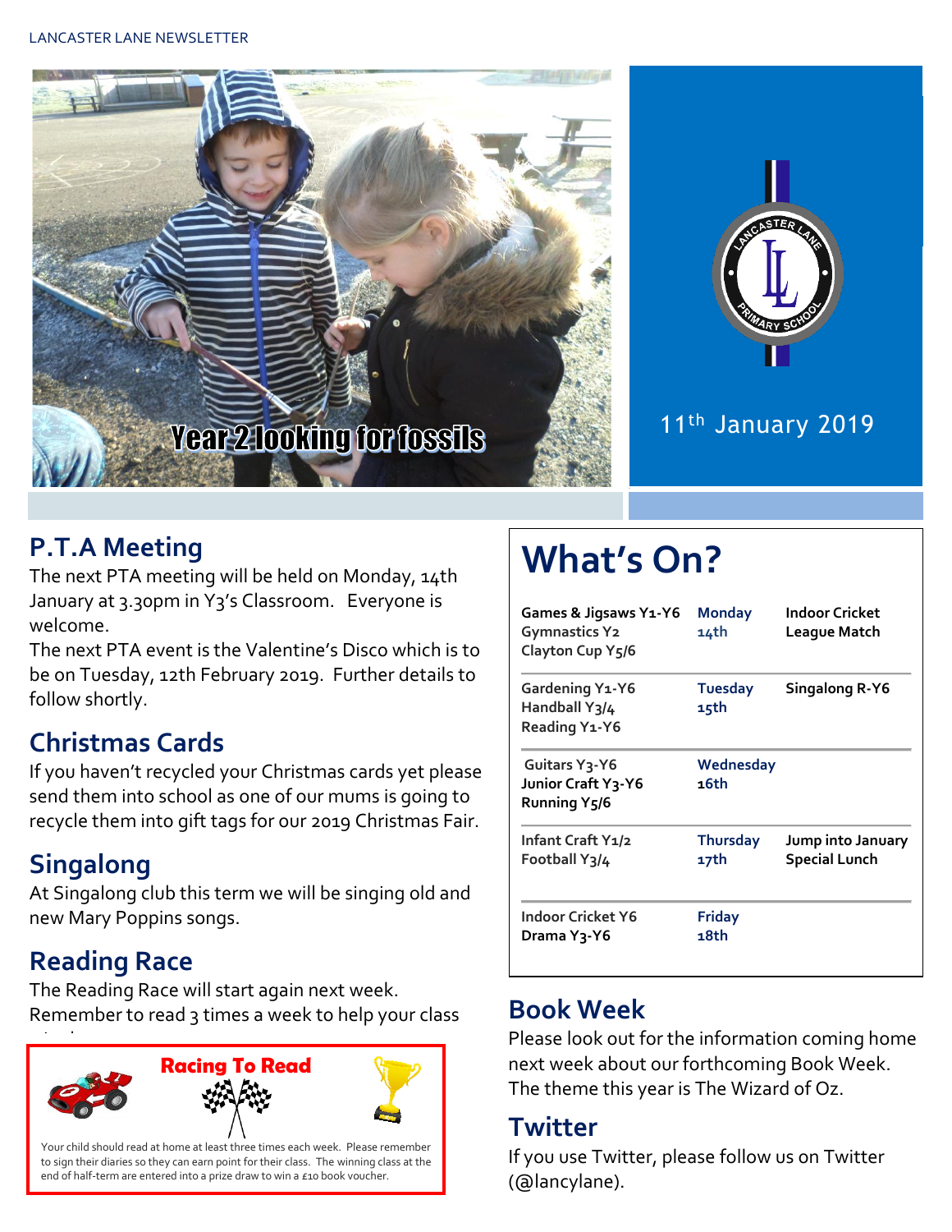LANCASTER LANE NEWSLETTER

Year 2 looking for fossils

11th January 2019

## P.T.A Meeting

The next PTA meeting will be held on Monday, 14th January at 3.30pm in Y3's Classroom. Everyone is welcome.

The next PTA event is the Valentine's Disco which is to be on Tuesday, 12th February 2019. Further details to follow shortly.

## Christmas Cards

If you haven't recycled your Christmas cards yet please send them into school as one of our mums is going to recycle them into gift tags for our 2019 Christmas Fair.

## Singalong

At Singalong club this term we will be singing old and new Mary Poppins songs.

## Reading Race

The Reading Race will start again next week. Remember to read 3 times a week to help your class

**Racing To Read**

Your child should read at home at least three times each week. Please remember to sign their diaries so they can earn point for their class. The winning class at the end of half-term are entered into a prize draw to win a £10 book voucher.

# What's On?

| | | |
|---|---|---|
| Games & Jigsaws Y1-Y6<br>Gymnastics Y2<br>Clayton Cup Y5/6 | Monday 14th | Indoor Cricket League Match |
| Gardening Y1-Y6<br>Handball Y3/4<br>Reading Y1-Y6 | Tuesday 15th | Singalong R-Y6 |
| Guitars Y3-Y6<br>Junior Craft Y3-Y6<br>Running Y5/6 | Wednesday 16th | |
| Infant Craft Y1/2<br>Football Y3/4 | Thursday 17th | Jump into January Special Lunch |
| Indoor Cricket Y6<br>Drama Y3-Y6 | Friday 18th | |

## Book Week

Please look out for the information coming home next week about our forthcoming Book Week. The theme this year is The Wizard of Oz.

## Twitter

If you use Twitter, please follow us on Twitter (@lancylane).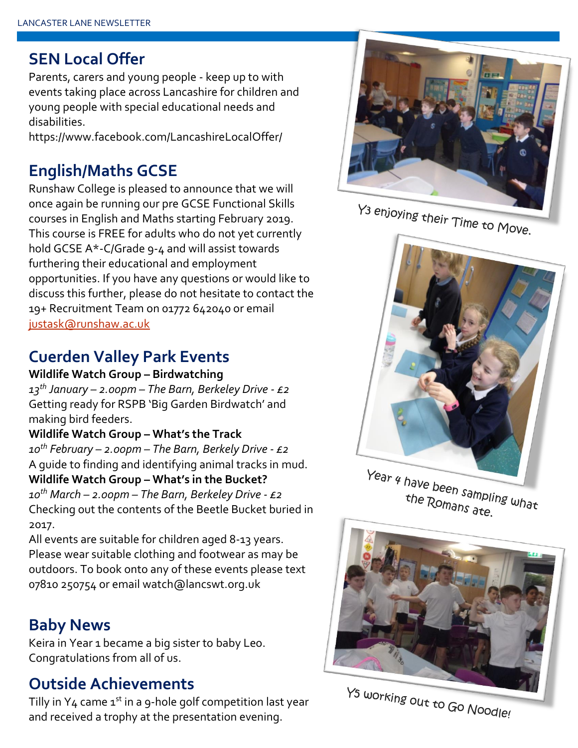## SEN Local Offer

Parents, carers and young people - keep up to with events taking place across Lancashire for children and young people with special educational needs and disabilities.
https://www.facebook.com/LancashireLocalOffer/

## English/Maths GCSE

Runshaw College is pleased to announce that we will once again be running our pre GCSE Functional Skills courses in English and Maths starting February 2019. This course is FREE for adults who do not yet currently hold GCSE A*-C/Grade 9-4 and will assist towards furthering their educational and employment opportunities. If you have any questions or would like to discuss this further, please do not hesitate to contact the 19+ Recruitment Team on 01772 642040 or email justask@runshaw.ac.uk

## Cuerden Valley Park Events

**Wildlife Watch Group – Birdwatching**
*13th January – 2.00pm – The Barn, Berkeley Drive - £2*
Getting ready for RSPB 'Big Garden Birdwatch' and making bird feeders.

**Wildlife Watch Group – What's the Track**
*10th February – 2.00pm – The Barn, Berkely Drive - £2*
A guide to finding and identifying animal tracks in mud.

**Wildlife Watch Group – What's in the Bucket?**
*10th March – 2.00pm – The Barn, Berkeley Drive - £2*
Checking out the contents of the Beetle Bucket buried in 2017.

All events are suitable for children aged 8-13 years. Please wear suitable clothing and footwear as may be outdoors. To book onto any of these events please text 07810 250754 or email watch@lancswt.org.uk

## Baby News

Keira in Year 1 became a big sister to baby Leo. Congratulations from all of us.

## Outside Achievements

Tilly in Y4 came 1st in a 9-hole golf competition last year and received a trophy at the presentation evening.

Y3 enjoying their Time to Move.

Year 4 have been sampling what the Romans ate.

Y5 working out to Go Noodle!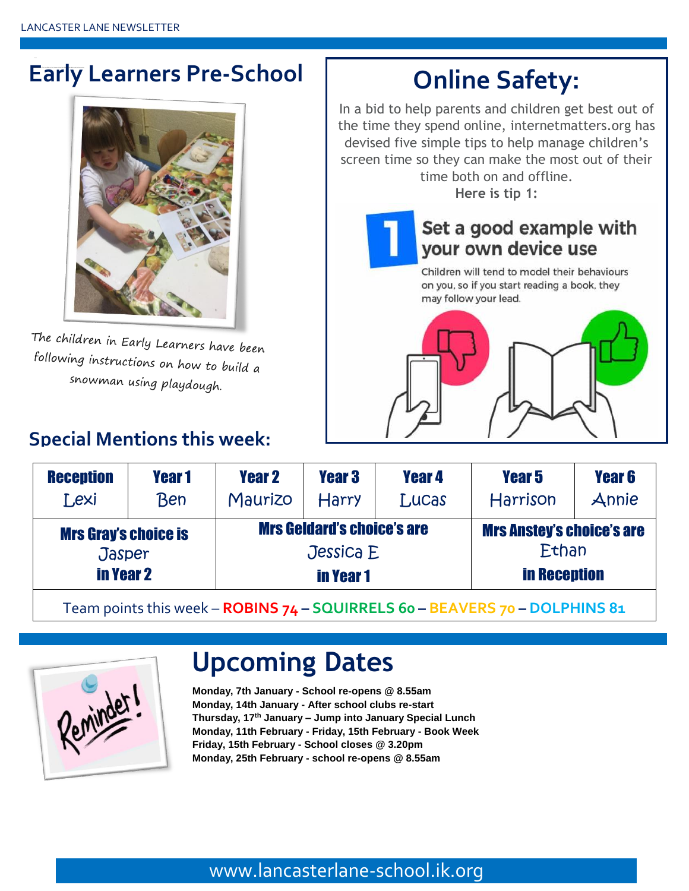## Early Learners Pre-School

The children in Early Learners have been following instructions on how to build a snowman using playdough.

## Online Safety:

In a bid to help parents and children get best out of the time they spend online, internetmatters.org has devised five simple tips to help manage children's screen time so they can make the most out of their time both on and offline.

**Here is tip 1:**

1 Set a good example with your own device use

Children will tend to model their behaviours on you, so if you start reading a book, they may follow your lead.

## Special Mentions this week:

| Reception | Year 1 | Year 2 | Year 3 | Year 4 | Year 5 | Year 6 |
|---|---|---|---|---|---|---|
| Lexi | Ben | Maurizo | Harry | Lucas | Harrison | Annie |

**Mrs Gray's choice is** Jasper **in Year 2**

**Mrs Geldard's choice's are** Jessica E **in Year 1**

**Mrs Anstey's choice's are** Ethan **in Reception**

Team points this week – **ROBINS 74** – **SQUIRRELS 60** – **BEAVERS 70** – **DOLPHINS 81**

## Upcoming Dates

**Monday, 7th January - School re-opens @ 8.55am**
**Monday, 14th January - After school clubs re-start**
**Thursday, 17th January – Jump into January Special Lunch**
**Monday, 11th February - Friday, 15th February - Book Week**
**Friday, 15th February - School closes @ 3.20pm**
**Monday, 25th February - school re-opens @ 8.55am**

www.lancasterlane-school.ik.org